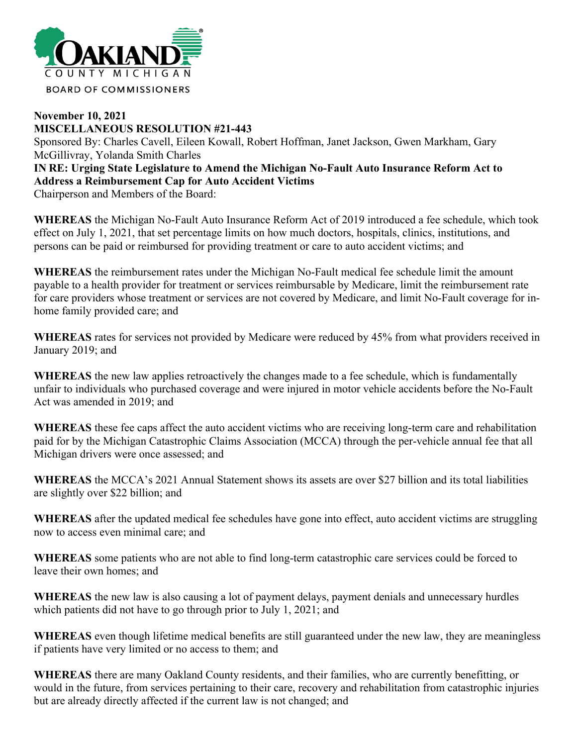OAKLAND COUNTY MICHIGAN

BOARD OF COMMISSIONERS

**November 10, 2021**
**MISCELLANEOUS RESOLUTION #21-443**
Sponsored By: Charles Cavell, Eileen Kowall, Robert Hoffman, Janet Jackson, Gwen Markham, Gary McGillivray, Yolanda Smith Charles
**IN RE: Urging State Legislature to Amend the Michigan No-Fault Auto Insurance Reform Act to Address a Reimbursement Cap for Auto Accident Victims**
Chairperson and Members of the Board:

**WHEREAS** the Michigan No-Fault Auto Insurance Reform Act of 2019 introduced a fee schedule, which took effect on July 1, 2021, that set percentage limits on how much doctors, hospitals, clinics, institutions, and persons can be paid or reimbursed for providing treatment or care to auto accident victims; and

**WHEREAS** the reimbursement rates under the Michigan No-Fault medical fee schedule limit the amount payable to a health provider for treatment or services reimbursable by Medicare, limit the reimbursement rate for care providers whose treatment or services are not covered by Medicare, and limit No-Fault coverage for in-home family provided care; and

**WHEREAS** rates for services not provided by Medicare were reduced by 45% from what providers received in January 2019; and

**WHEREAS** the new law applies retroactively the changes made to a fee schedule, which is fundamentally unfair to individuals who purchased coverage and were injured in motor vehicle accidents before the No-Fault Act was amended in 2019; and

**WHEREAS** these fee caps affect the auto accident victims who are receiving long-term care and rehabilitation paid for by the Michigan Catastrophic Claims Association (MCCA) through the per-vehicle annual fee that all Michigan drivers were once assessed; and

**WHEREAS** the MCCA's 2021 Annual Statement shows its assets are over $27 billion and its total liabilities are slightly over $22 billion; and

**WHEREAS** after the updated medical fee schedules have gone into effect, auto accident victims are struggling now to access even minimal care; and

**WHEREAS** some patients who are not able to find long-term catastrophic care services could be forced to leave their own homes; and

**WHEREAS** the new law is also causing a lot of payment delays, payment denials and unnecessary hurdles which patients did not have to go through prior to July 1, 2021; and

**WHEREAS** even though lifetime medical benefits are still guaranteed under the new law, they are meaningless if patients have very limited or no access to them; and

**WHEREAS** there are many Oakland County residents, and their families, who are currently benefitting, or would in the future, from services pertaining to their care, recovery and rehabilitation from catastrophic injuries but are already directly affected if the current law is not changed; and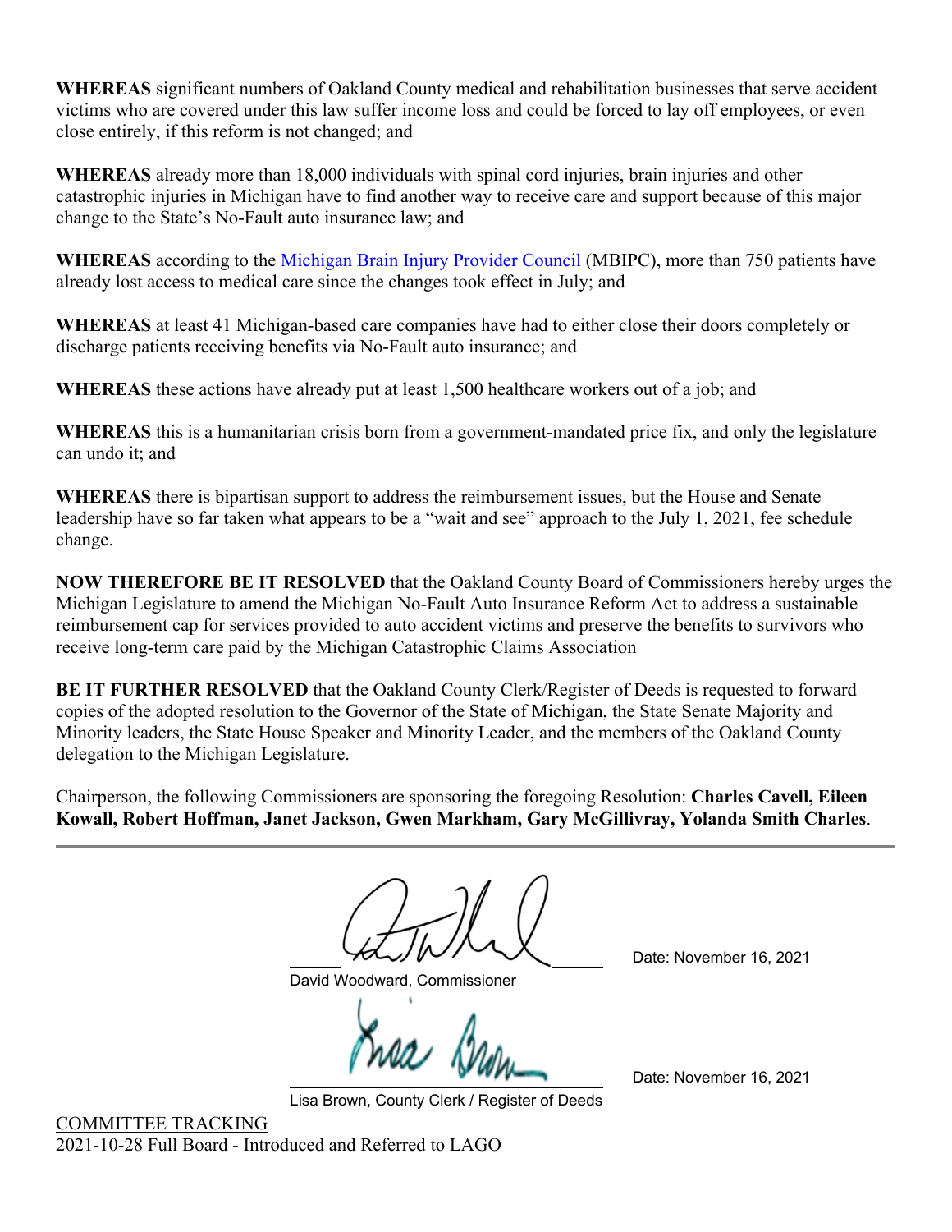**WHEREAS** significant numbers of Oakland County medical and rehabilitation businesses that serve accident victims who are covered under this law suffer income loss and could be forced to lay off employees, or even close entirely, if this reform is not changed; and

**WHEREAS** already more than 18,000 individuals with spinal cord injuries, brain injuries and other catastrophic injuries in Michigan have to find another way to receive care and support because of this major change to the State's No-Fault auto insurance law; and

**WHEREAS** according to the Michigan Brain Injury Provider Council (MBIPC), more than 750 patients have already lost access to medical care since the changes took effect in July; and

**WHEREAS** at least 41 Michigan-based care companies have had to either close their doors completely or discharge patients receiving benefits via No-Fault auto insurance; and

**WHEREAS** these actions have already put at least 1,500 healthcare workers out of a job; and

**WHEREAS** this is a humanitarian crisis born from a government-mandated price fix, and only the legislature can undo it; and

**WHEREAS** there is bipartisan support to address the reimbursement issues, but the House and Senate leadership have so far taken what appears to be a "wait and see" approach to the July 1, 2021, fee schedule change.

**NOW THEREFORE BE IT RESOLVED** that the Oakland County Board of Commissioners hereby urges the Michigan Legislature to amend the Michigan No-Fault Auto Insurance Reform Act to address a sustainable reimbursement cap for services provided to auto accident victims and preserve the benefits to survivors who receive long-term care paid by the Michigan Catastrophic Claims Association

**BE IT FURTHER RESOLVED** that the Oakland County Clerk/Register of Deeds is requested to forward copies of the adopted resolution to the Governor of the State of Michigan, the State Senate Majority and Minority leaders, the State House Speaker and Minority Leader, and the members of the Oakland County delegation to the Michigan Legislature.

Chairperson, the following Commissioners are sponsoring the foregoing Resolution: **Charles Cavell, Eileen Kowall, Robert Hoffman, Janet Jackson, Gwen Markham, Gary McGillivray, Yolanda Smith Charles**.

---

David Woodward, Commissioner — Date: November 16, 2021

Lisa Brown, County Clerk / Register of Deeds — Date: November 16, 2021

COMMITTEE TRACKING

2021-10-28 Full Board - Introduced and Referred to LAGO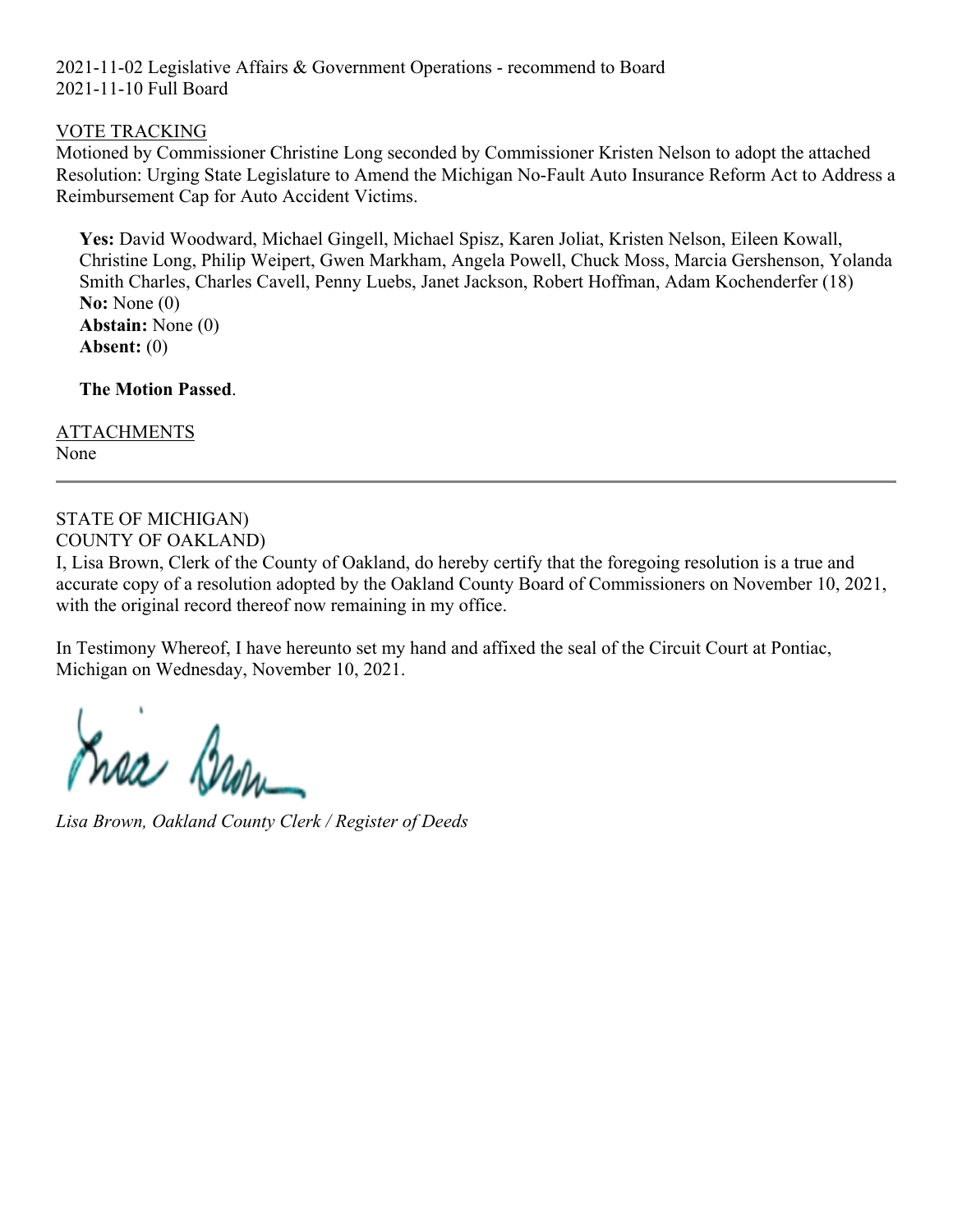2021-11-02 Legislative Affairs & Government Operations - recommend to Board
2021-11-10 Full Board

VOTE TRACKING

Motioned by Commissioner Christine Long seconded by Commissioner Kristen Nelson to adopt the attached Resolution: Urging State Legislature to Amend the Michigan No-Fault Auto Insurance Reform Act to Address a Reimbursement Cap for Auto Accident Victims.

**Yes:** David Woodward, Michael Gingell, Michael Spisz, Karen Joliat, Kristen Nelson, Eileen Kowall, Christine Long, Philip Weipert, Gwen Markham, Angela Powell, Chuck Moss, Marcia Gershenson, Yolanda Smith Charles, Charles Cavell, Penny Luebs, Janet Jackson, Robert Hoffman, Adam Kochenderfer (18)
**No:** None (0)
**Abstain:** None (0)
**Absent:** (0)

**The Motion Passed**.

ATTACHMENTS

None

---

STATE OF MICHIGAN)
COUNTY OF OAKLAND)

I, Lisa Brown, Clerk of the County of Oakland, do hereby certify that the foregoing resolution is a true and accurate copy of a resolution adopted by the Oakland County Board of Commissioners on November 10, 2021, with the original record thereof now remaining in my office.

In Testimony Whereof, I have hereunto set my hand and affixed the seal of the Circuit Court at Pontiac, Michigan on Wednesday, November 10, 2021.

*Lisa Brown, Oakland County Clerk / Register of Deeds*